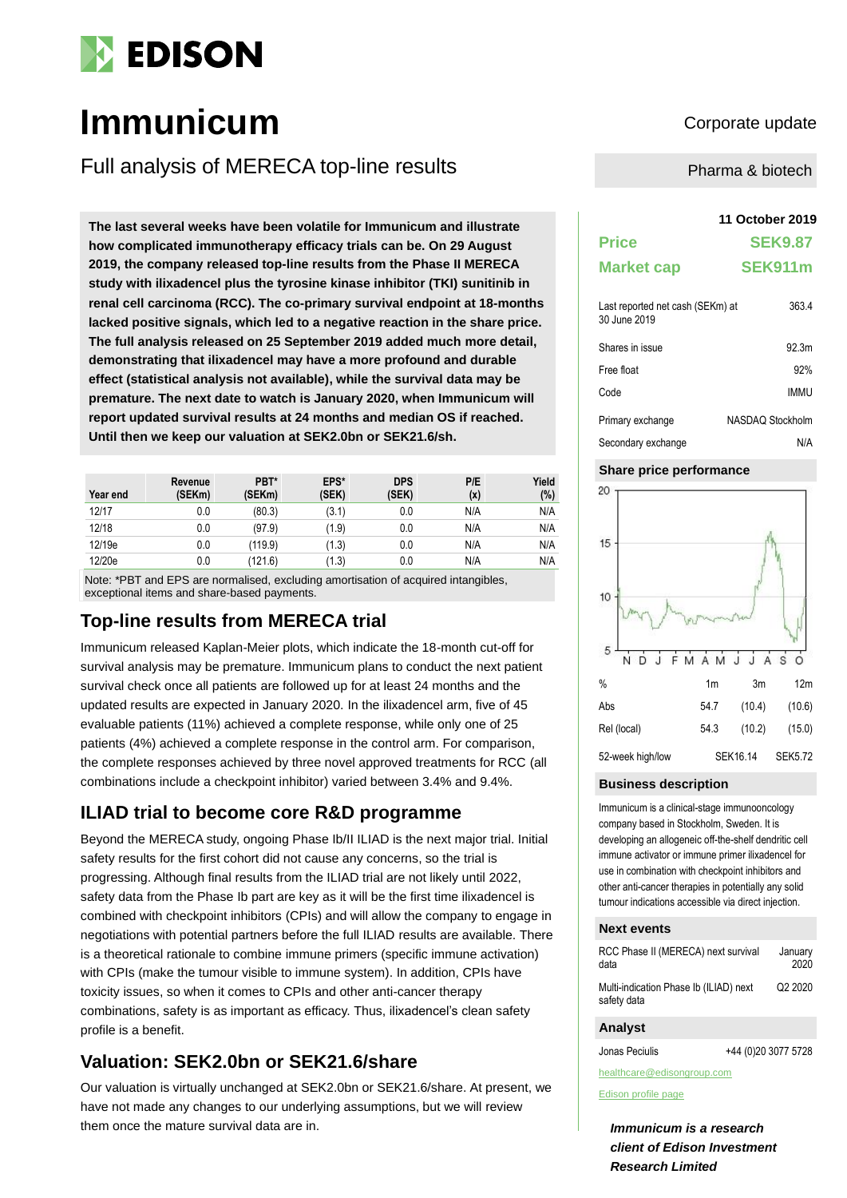# Immunicum

Corporate update

## Full analysis of MERECA top-line results

Pharma & biotech

**The last several weeks have been volatile for Immunicum and illustrate how complicated immunotherapy efficacy trials can be. On 29 August 2019, the company released top-line results from the Phase II MERECA study with ilixadencel plus the tyrosine kinase inhibitor (TKI) sunitinib in renal cell carcinoma (RCC). The co-primary survival endpoint at 18-months lacked positive signals, which led to a negative reaction in the share price. The full analysis released on 25 September 2019 added much more detail, demonstrating that ilixadencel may have a more profound and durable effect (statistical analysis not available), while the survival data may be premature. The next date to watch is January 2020, when Immunicum will report updated survival results at 24 months and median OS if reached. Until then we keep our valuation at SEK2.0bn or SEK21.6/sh.**

| Year end | Revenue (SEKm) | PBT* (SEKm) | EPS* (SEK) | DPS (SEK) | P/E (x) | Yield (%) |
|---|---|---|---|---|---|---|
| 12/17 | 0.0 | (80.3) | (3.1) | 0.0 | N/A | N/A |
| 12/18 | 0.0 | (97.9) | (1.9) | 0.0 | N/A | N/A |
| 12/19e | 0.0 | (119.9) | (1.3) | 0.0 | N/A | N/A |
| 12/20e | 0.0 | (121.6) | (1.3) | 0.0 | N/A | N/A |

Note: *PBT and EPS are normalised, excluding amortisation of acquired intangibles, exceptional items and share-based payments.

## Top-line results from MERECA trial

Immunicum released Kaplan-Meier plots, which indicate the 18-month cut-off for survival analysis may be premature. Immunicum plans to conduct the next patient survival check once all patients are followed up for at least 24 months and the updated results are expected in January 2020. In the ilixadencel arm, five of 45 evaluable patients (11%) achieved a complete response, while only one of 25 patients (4%) achieved a complete response in the control arm. For comparison, the complete responses achieved by three novel approved treatments for RCC (all combinations include a checkpoint inhibitor) varied between 3.4% and 9.4%.

## ILIAD trial to become core R&D programme

Beyond the MERECA study, ongoing Phase Ib/II ILIAD is the next major trial. Initial safety results for the first cohort did not cause any concerns, so the trial is progressing. Although final results from the ILIAD trial are not likely until 2022, safety data from the Phase Ib part are key as it will be the first time ilixadencel is combined with checkpoint inhibitors (CPIs) and will allow the company to engage in negotiations with potential partners before the full ILIAD results are available. There is a theoretical rationale to combine immune primers (specific immune activation) with CPIs (make the tumour visible to immune system). In addition, CPIs have toxicity issues, so when it comes to CPIs and other anti-cancer therapy combinations, safety is as important as efficacy. Thus, ilixadencel's clean safety profile is a benefit.

## Valuation: SEK2.0bn or SEK21.6/share

Our valuation is virtually unchanged at SEK2.0bn or SEK21.6/share. At present, we have not made any changes to our underlying assumptions, but we will review them once the mature survival data are in.

**11 October 2019**

| | |
|---|---|
| **Price** | **SEK9.87** |
| **Market cap** | **SEK911m** |

| | |
|---|---|
| Last reported net cash (SEKm) at 30 June 2019 | 363.4 |
| Shares in issue | 92.3m |
| Free float | 92% |
| Code | IMMU |
| Primary exchange | NASDAQ Stockholm |
| Secondary exchange | N/A |

### Share price performance

| % | 1m | 3m | 12m |
|---|---|---|---|
| Abs | 54.7 | (10.4) | (10.6) |
| Rel (local) | 54.3 | (10.2) | (15.0) |
| 52-week high/low | SEK16.14 | | SEK5.72 |

### Business description

Immunicum is a clinical-stage immunooncology company based in Stockholm, Sweden. It is developing an allogeneic off-the-shelf dendritic cell immune activator or immune primer ilixadencel for use in combination with checkpoint inhibitors and other anti-cancer therapies in potentially any solid tumour indications accessible via direct injection.

### Next events

| | |
|---|---|
| RCC Phase II (MERECA) next survival data | January 2020 |
| Multi-indication Phase Ib (ILIAD) next safety data | Q2 2020 |

### Analyst

Jonas Peciulis +44 (0)20 3077 5728

healthcare@edisongroup.com

Edison profile page

***Immunicum is a research client of Edison Investment Research Limited***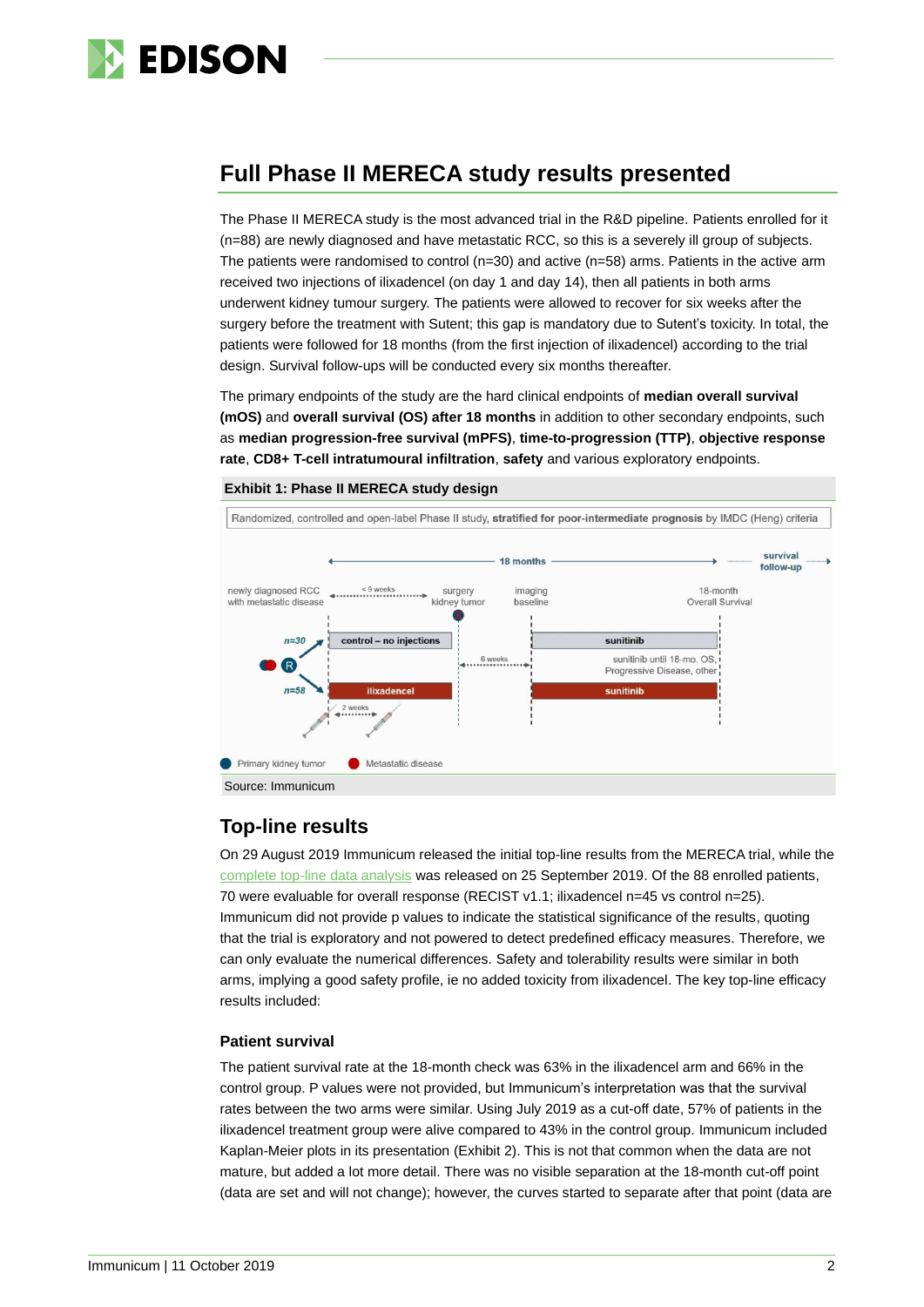## Full Phase II MERECA study results presented

The Phase II MERECA study is the most advanced trial in the R&D pipeline. Patients enrolled for it (n=88) are newly diagnosed and have metastatic RCC, so this is a severely ill group of subjects. The patients were randomised to control (n=30) and active (n=58) arms. Patients in the active arm received two injections of ilixadencel (on day 1 and day 14), then all patients in both arms underwent kidney tumour surgery. The patients were allowed to recover for six weeks after the surgery before the treatment with Sutent; this gap is mandatory due to Sutent's toxicity. In total, the patients were followed for 18 months (from the first injection of ilixadencel) according to the trial design. Survival follow-ups will be conducted every six months thereafter.

The primary endpoints of the study are the hard clinical endpoints of **median overall survival (mOS)** and **overall survival (OS) after 18 months** in addition to other secondary endpoints, such as **median progression-free survival (mPFS)**, **time-to-progression (TTP)**, **objective response rate**, **CD8+ T-cell intratumoural infiltration**, **safety** and various exploratory endpoints.

**Exhibit 1: Phase II MERECA study design**

Randomized, controlled and open-label Phase II study, **stratified for poor-intermediate prognosis** by IMDC (Heng) criteria

Source: Immunicum

## Top-line results

On 29 August 2019 Immunicum released the initial top-line results from the MERECA trial, while the complete top-line data analysis was released on 25 September 2019. Of the 88 enrolled patients, 70 were evaluable for overall response (RECIST v1.1; ilixadencel n=45 vs control n=25). Immunicum did not provide p values to indicate the statistical significance of the results, quoting that the trial is exploratory and not powered to detect predefined efficacy measures. Therefore, we can only evaluate the numerical differences. Safety and tolerability results were similar in both arms, implying a good safety profile, ie no added toxicity from ilixadencel. The key top-line efficacy results included:

### Patient survival

The patient survival rate at the 18-month check was 63% in the ilixadencel arm and 66% in the control group. P values were not provided, but Immunicum's interpretation was that the survival rates between the two arms were similar. Using July 2019 as a cut-off date, 57% of patients in the ilixadencel treatment group were alive compared to 43% in the control group. Immunicum included Kaplan-Meier plots in its presentation (Exhibit 2). This is not that common when the data are not mature, but added a lot more detail. There was no visible separation at the 18-month cut-off point (data are set and will not change); however, the curves started to separate after that point (data are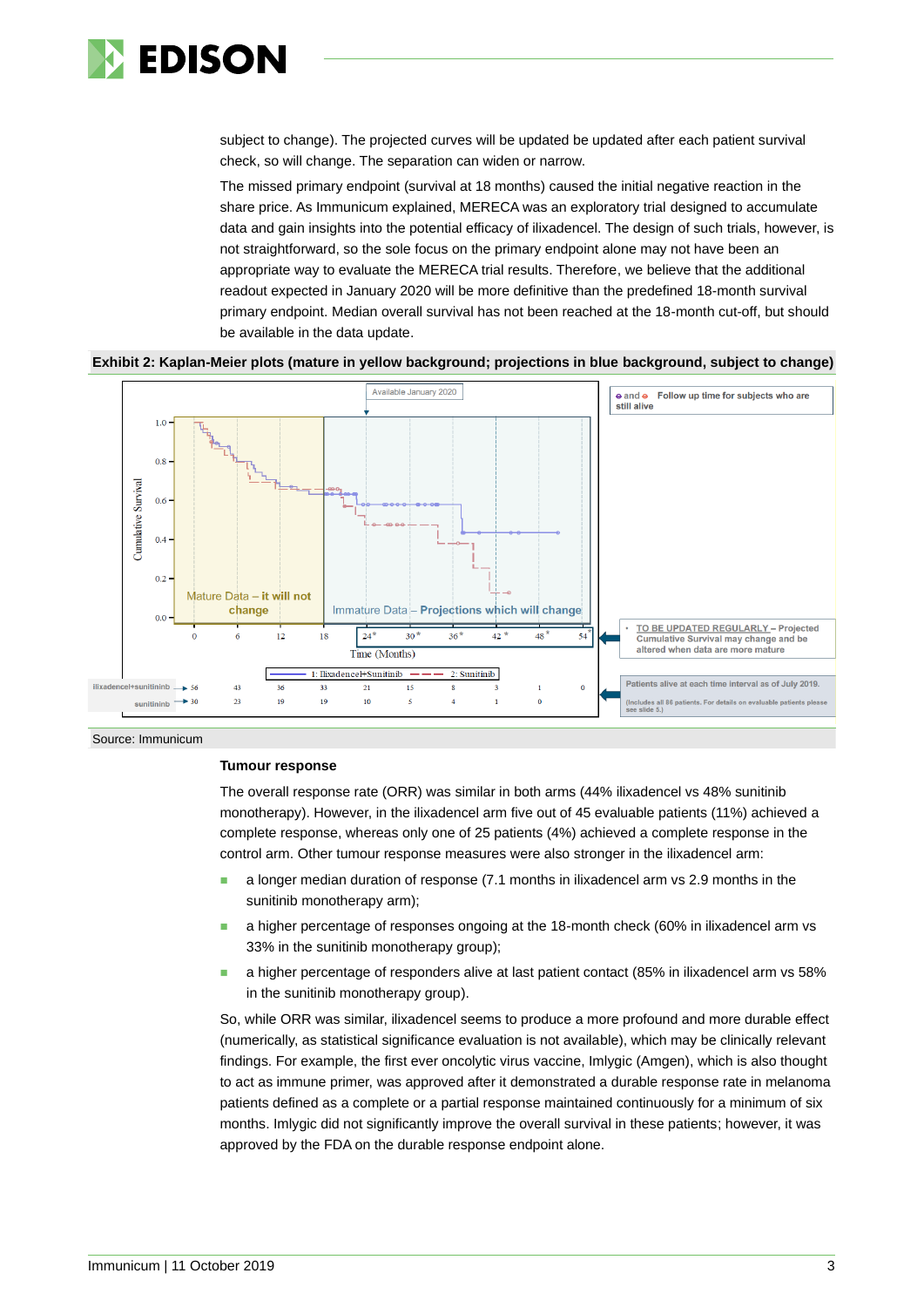subject to change). The projected curves will be updated be updated after each patient survival check, so will change. The separation can widen or narrow.

The missed primary endpoint (survival at 18 months) caused the initial negative reaction in the share price. As Immunicum explained, MERECA was an exploratory trial designed to accumulate data and gain insights into the potential efficacy of ilixadencel. The design of such trials, however, is not straightforward, so the sole focus on the primary endpoint alone may not have been an appropriate way to evaluate the MERECA trial results. Therefore, we believe that the additional readout expected in January 2020 will be more definitive than the predefined 18-month survival primary endpoint. Median overall survival has not been reached at the 18-month cut-off, but should be available in the data update.

**Exhibit 2: Kaplan-Meier plots (mature in yellow background; projections in blue background, subject to change)**

Source: Immunicum

**Tumour response**

The overall response rate (ORR) was similar in both arms (44% ilixadencel vs 48% sunitinib monotherapy). However, in the ilixadencel arm five out of 45 evaluable patients (11%) achieved a complete response, whereas only one of 25 patients (4%) achieved a complete response in the control arm. Other tumour response measures were also stronger in the ilixadencel arm:

- a longer median duration of response (7.1 months in ilixadencel arm vs 2.9 months in the sunitinib monotherapy arm);
- a higher percentage of responses ongoing at the 18-month check (60% in ilixadencel arm vs 33% in the sunitinib monotherapy group);
- a higher percentage of responders alive at last patient contact (85% in ilixadencel arm vs 58% in the sunitinib monotherapy group).

So, while ORR was similar, ilixadencel seems to produce a more profound and more durable effect (numerically, as statistical significance evaluation is not available), which may be clinically relevant findings. For example, the first ever oncolytic virus vaccine, Imlygic (Amgen), which is also thought to act as immune primer, was approved after it demonstrated a durable response rate in melanoma patients defined as a complete or a partial response maintained continuously for a minimum of six months. Imlygic did not significantly improve the overall survival in these patients; however, it was approved by the FDA on the durable response endpoint alone.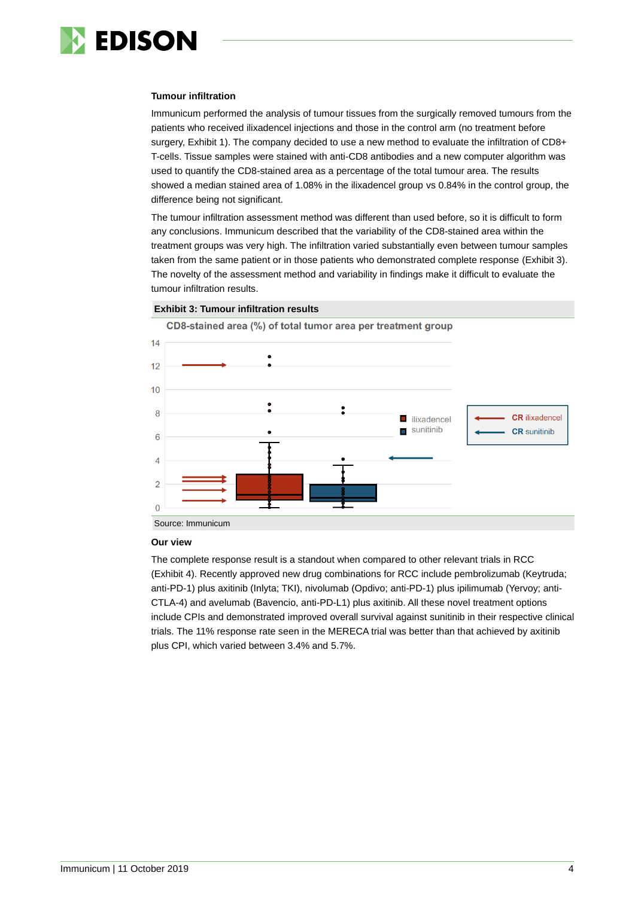### Tumour infiltration

Immunicum performed the analysis of tumour tissues from the surgically removed tumours from the patients who received ilixadencel injections and those in the control arm (no treatment before surgery, Exhibit 1). The company decided to use a new method to evaluate the infiltration of CD8+ T-cells. Tissue samples were stained with anti-CD8 antibodies and a new computer algorithm was used to quantify the CD8-stained area as a percentage of the total tumour area. The results showed a median stained area of 1.08% in the ilixadencel group vs 0.84% in the control group, the difference being not significant.

The tumour infiltration assessment method was different than used before, so it is difficult to form any conclusions. Immunicum described that the variability of the CD8-stained area within the treatment groups was very high. The infiltration varied substantially even between tumour samples taken from the same patient or in those patients who demonstrated complete response (Exhibit 3). The novelty of the assessment method and variability in findings make it difficult to evaluate the tumour infiltration results.

**Exhibit 3: Tumour infiltration results**

CD8-stained area (%) of total tumor area per treatment group

Source: Immunicum

### Our view

The complete response result is a standout when compared to other relevant trials in RCC (Exhibit 4). Recently approved new drug combinations for RCC include pembrolizumab (Keytruda; anti-PD-1) plus axitinib (Inlyta; TKI), nivolumab (Opdivo; anti-PD-1) plus ipilimumab (Yervoy; anti-CTLA-4) and avelumab (Bavencio, anti-PD-L1) plus axitinib. All these novel treatment options include CPIs and demonstrated improved overall survival against sunitinib in their respective clinical trials. The 11% response rate seen in the MERECA trial was better than that achieved by axitinib plus CPI, which varied between 3.4% and 5.7%.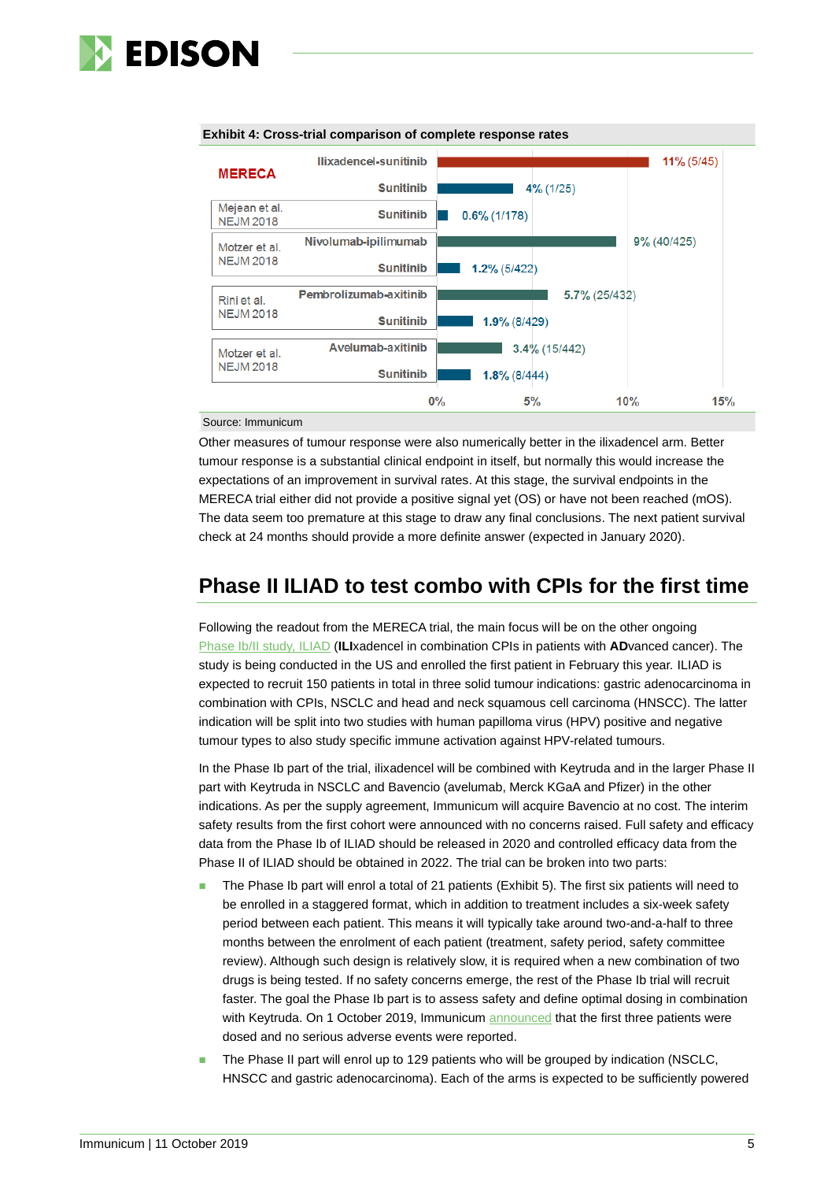**Exhibit 4: Cross-trial comparison of complete response rates**

| Trial | Treatment | Complete response rate |
|---|---|---|
| MERECA | Ilixadencel-sunitinib | 11% (5/45) |
| | Sunitinib | 4% (1/25) |
| Mejean et al. NEJM 2018 | Sunitinib | 0.6% (1/178) |
| Motzer et al. NEJM 2018 | Nivolumab-ipilimumab | 9% (40/425) |
| | Sunitinib | 1.2% (5/422) |
| Rini et al. NEJM 2018 | Pembrolizumab-axitinib | 5.7% (25/432) |
| | Sunitinib | 1.9% (8/429) |
| Motzer et al. NEJM 2018 | Avelumab-axitinib | 3.4% (15/442) |
| | Sunitinib | 1.8% (8/444) |

Source: Immunicum

Other measures of tumour response were also numerically better in the ilixadencel arm. Better tumour response is a substantial clinical endpoint in itself, but normally this would increase the expectations of an improvement in survival rates. At this stage, the survival endpoints in the MERECA trial either did not provide a positive signal yet (OS) or have not been reached (mOS). The data seem too premature at this stage to draw any final conclusions. The next patient survival check at 24 months should provide a more definite answer (expected in January 2020).

## Phase II ILIAD to test combo with CPIs for the first time

Following the readout from the MERECA trial, the main focus will be on the other ongoing Phase Ib/II study, ILIAD (**ILI**xadencel in combination CPIs in patients with **AD**vanced cancer). The study is being conducted in the US and enrolled the first patient in February this year. ILIAD is expected to recruit 150 patients in total in three solid tumour indications: gastric adenocarcinoma in combination with CPIs, NSCLC and head and neck squamous cell carcinoma (HNSCC). The latter indication will be split into two studies with human papilloma virus (HPV) positive and negative tumour types to also study specific immune activation against HPV-related tumours.

In the Phase Ib part of the trial, ilixadencel will be combined with Keytruda and in the larger Phase II part with Keytruda in NSCLC and Bavencio (avelumab, Merck KGaA and Pfizer) in the other indications. As per the supply agreement, Immunicum will acquire Bavencio at no cost. The interim safety results from the first cohort were announced with no concerns raised. Full safety and efficacy data from the Phase Ib of ILIAD should be released in 2020 and controlled efficacy data from the Phase II of ILIAD should be obtained in 2022. The trial can be broken into two parts:

- The Phase Ib part will enrol a total of 21 patients (Exhibit 5). The first six patients will need to be enrolled in a staggered format, which in addition to treatment includes a six-week safety period between each patient. This means it will typically take around two-and-a-half to three months between the enrolment of each patient (treatment, safety period, safety committee review). Although such design is relatively slow, it is required when a new combination of two drugs is being tested. If no safety concerns emerge, the rest of the Phase Ib trial will recruit faster. The goal the Phase Ib part is to assess safety and define optimal dosing in combination with Keytruda. On 1 October 2019, Immunicum announced that the first three patients were dosed and no serious adverse events were reported.
- The Phase II part will enrol up to 129 patients who will be grouped by indication (NSCLC, HNSCC and gastric adenocarcinoma). Each of the arms is expected to be sufficiently powered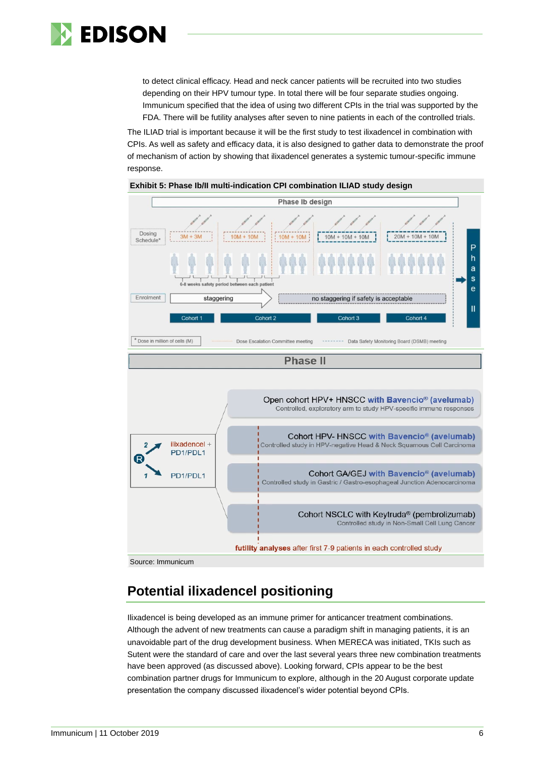to detect clinical efficacy. Head and neck cancer patients will be recruited into two studies depending on their HPV tumour type. In total there will be four separate studies ongoing. Immunicum specified that the idea of using two different CPIs in the trial was supported by the FDA. There will be futility analyses after seven to nine patients in each of the controlled trials.

The ILIAD trial is important because it will be the first study to test ilixadencel in combination with CPIs. As well as safety and efficacy data, it is also designed to gather data to demonstrate the proof of mechanism of action by showing that ilixadencel generates a systemic tumour-specific immune response.

**Exhibit 5: Phase Ib/II multi-indication CPI combination ILIAD study design**

Phase Ib design

Dosing Schedule*: 3M + 3M | 10M + 10M | 10M + 10M | 10M + 10M + 10M | 20M + 10M + 10M

6-8 weeks safety period between each patient

Enrolment: staggering | no staggering if safety is acceptable

Cohort 1 | Cohort 2 | Cohort 3 | Cohort 4 → Phase II

* Dose in million of cells (M) — Dose Escalation Committee meeting — Data Safety Monitoring Board (DSMB) meeting

Phase II

R: 2 → ilixadencel + PD1/PDL1; 1 → PD1/PDL1

- Open cohort HPV+ HNSCC with Bavencio® (avelumab) — Controlled, exploratory arm to study HPV-specific immune responses
- Cohort HPV- HNSCC with Bavencio® (avelumab) — Controlled study in HPV-negative Head & Neck Squamous Cell Carcinoma
- Cohort GA/GEJ with Bavencio® (avelumab) — Controlled study in Gastric / Gastro-esophageal Junction Adenocarcinoma
- Cohort NSCLC with Keytruda® (pembrolizumab) — Controlled study in Non-Small Cell Lung Cancer

futility analyses after first 7-9 patients in each controlled study

Source: Immunicum

## Potential ilixadencel positioning

Ilixadencel is being developed as an immune primer for anticancer treatment combinations. Although the advent of new treatments can cause a paradigm shift in managing patients, it is an unavoidable part of the drug development business. When MERECA was initiated, TKIs such as Sutent were the standard of care and over the last several years three new combination treatments have been approved (as discussed above). Looking forward, CPIs appear to be the best combination partner drugs for Immunicum to explore, although in the 20 August corporate update presentation the company discussed ilixadencel's wider potential beyond CPIs.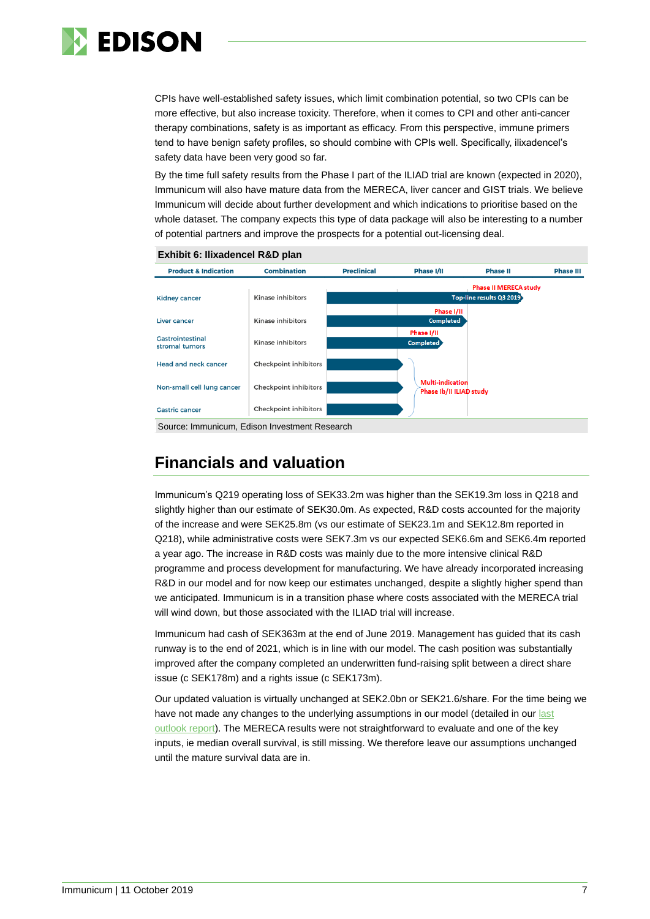CPIs have well-established safety issues, which limit combination potential, so two CPIs can be more effective, but also increase toxicity. Therefore, when it comes to CPI and other anti-cancer therapy combinations, safety is as important as efficacy. From this perspective, immune primers tend to have benign safety profiles, so should combine with CPIs well. Specifically, ilixadencel's safety data have been very good so far.

By the time full safety results from the Phase I part of the ILIAD trial are known (expected in 2020), Immunicum will also have mature data from the MERECA, liver cancer and GIST trials. We believe Immunicum will decide about further development and which indications to prioritise based on the whole dataset. The company expects this type of data package will also be interesting to a number of potential partners and improve the prospects for a potential out-licensing deal.

**Exhibit 6: Ilixadencel R&D plan**

| Product & Indication | Combination | Preclinical | Phase I/II | Phase II | Phase III |
|---|---|---|---|---|---|
| Kidney cancer | Kinase inhibitors | | | Phase II MERECA study – Top-line results Q3 2019 | |
| Liver cancer | Kinase inhibitors | | Phase I/II Completed | | |
| Gastrointestinal stromal tumors | Kinase inhibitors | | Phase I/II Completed | | |
| Head and neck cancer | Checkpoint inhibitors | | Multi-indication Phase Ib/II ILIAD study | | |
| Non-small cell lung cancer | Checkpoint inhibitors | | Multi-indication Phase Ib/II ILIAD study | | |
| Gastric cancer | Checkpoint inhibitors | | Multi-indication Phase Ib/II ILIAD study | | |

Source: Immunicum, Edison Investment Research

## Financials and valuation

Immunicum's Q219 operating loss of SEK33.2m was higher than the SEK19.3m loss in Q218 and slightly higher than our estimate of SEK30.0m. As expected, R&D costs accounted for the majority of the increase and were SEK25.8m (vs our estimate of SEK23.1m and SEK12.8m reported in Q218), while administrative costs were SEK7.3m vs our expected SEK6.6m and SEK6.4m reported a year ago. The increase in R&D costs was mainly due to the more intensive clinical R&D programme and process development for manufacturing. We have already incorporated increasing R&D in our model and for now keep our estimates unchanged, despite a slightly higher spend than we anticipated. Immunicum is in a transition phase where costs associated with the MERECA trial will wind down, but those associated with the ILIAD trial will increase.

Immunicum had cash of SEK363m at the end of June 2019. Management has guided that its cash runway is to the end of 2021, which is in line with our model. The cash position was substantially improved after the company completed an underwritten fund-raising split between a direct share issue (c SEK178m) and a rights issue (c SEK173m).

Our updated valuation is virtually unchanged at SEK2.0bn or SEK21.6/share. For the time being we have not made any changes to the underlying assumptions in our model (detailed in our last outlook report). The MERECA results were not straightforward to evaluate and one of the key inputs, ie median overall survival, is still missing. We therefore leave our assumptions unchanged until the mature survival data are in.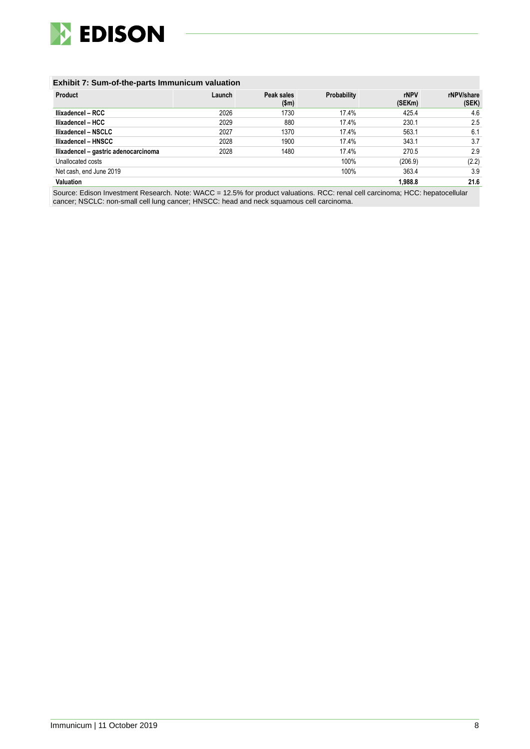**Exhibit 7: Sum-of-the-parts Immunicum valuation**

| Product | Launch | Peak sales ($m) | Probability | rNPV (SEKm) | rNPV/share (SEK) |
|---|---|---|---|---|---|
| **Ilixadencel – RCC** | 2026 | 1730 | 17.4% | 425.4 | 4.6 |
| **Ilixadencel – HCC** | 2029 | 880 | 17.4% | 230.1 | 2.5 |
| **Ilixadencel – NSCLC** | 2027 | 1370 | 17.4% | 563.1 | 6.1 |
| **Ilixadencel – HNSCC** | 2028 | 1900 | 17.4% | 343.1 | 3.7 |
| **Ilixadencel – gastric adenocarcinoma** | 2028 | 1480 | 17.4% | 270.5 | 2.9 |
| Unallocated costs | | | 100% | (206.9) | (2.2) |
| Net cash, end June 2019 | | | 100% | 363.4 | 3.9 |
| **Valuation** | | | | **1,988.8** | **21.6** |

Source: Edison Investment Research. Note: WACC = 12.5% for product valuations. RCC: renal cell carcinoma; HCC: hepatocellular cancer; NSCLC: non-small cell lung cancer; HNSCC: head and neck squamous cell carcinoma.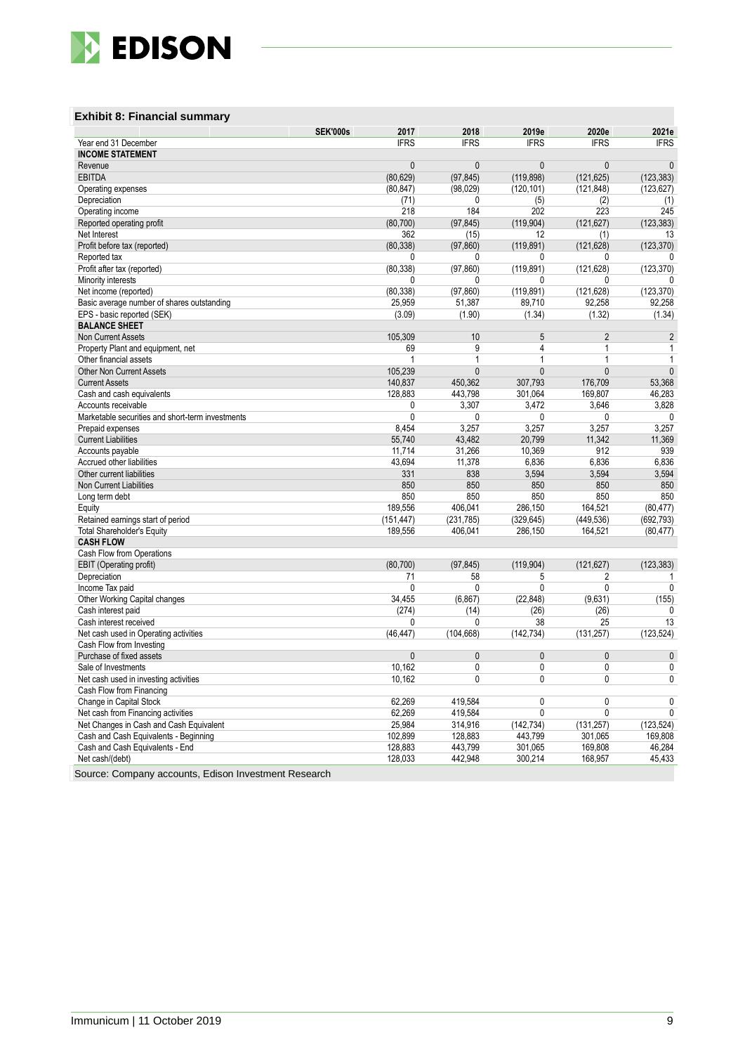## Exhibit 8: Financial summary

| SEK'000s | 2017 | 2018 | 2019e | 2020e | 2021e |
|---|---|---|---|---|---|
| Year end 31 December | IFRS | IFRS | IFRS | IFRS | IFRS |
| **INCOME STATEMENT** | | | | | |
| Revenue | 0 | 0 | 0 | 0 | 0 |
| EBITDA | (80,629) | (97,845) | (119,898) | (121,625) | (123,383) |
| Operating expenses | (80,847) | (98,029) | (120,101) | (121,848) | (123,627) |
| Depreciation | (71) | 0 | (5) | (2) | (1) |
| Operating income | 218 | 184 | 202 | 223 | 245 |
| Reported operating profit | (80,700) | (97,845) | (119,904) | (121,627) | (123,383) |
| Net Interest | 362 | (15) | 12 | (1) | 13 |
| Profit before tax (reported) | (80,338) | (97,860) | (119,891) | (121,628) | (123,370) |
| Reported tax | 0 | 0 | 0 | 0 | 0 |
| Profit after tax (reported) | (80,338) | (97,860) | (119,891) | (121,628) | (123,370) |
| Minority interests | 0 | 0 | 0 | 0 | 0 |
| Net income (reported) | (80,338) | (97,860) | (119,891) | (121,628) | (123,370) |
| Basic average number of shares outstanding | 25,959 | 51,387 | 89,710 | 92,258 | 92,258 |
| EPS - basic reported (SEK) | (3.09) | (1.90) | (1.34) | (1.32) | (1.34) |
| **BALANCE SHEET** | | | | | |
| Non Current Assets | 105,309 | 10 | 5 | 2 | 2 |
| Property Plant and equipment, net | 69 | 9 | 4 | 1 | 1 |
| Other financial assets | 1 | 1 | 1 | 1 | 1 |
| Other Non Current Assets | 105,239 | 0 | 0 | 0 | 0 |
| Current Assets | 140,837 | 450,362 | 307,793 | 176,709 | 53,368 |
| Cash and cash equivalents | 128,883 | 443,798 | 301,064 | 169,807 | 46,283 |
| Accounts receivable | 0 | 3,307 | 3,472 | 3,646 | 3,828 |
| Marketable securities and short-term investments | 0 | 0 | 0 | 0 | 0 |
| Prepaid expenses | 8,454 | 3,257 | 3,257 | 3,257 | 3,257 |
| Current Liabilities | 55,740 | 43,482 | 20,799 | 11,342 | 11,369 |
| Accounts payable | 11,714 | 31,266 | 10,369 | 912 | 939 |
| Accrued other liabilities | 43,694 | 11,378 | 6,836 | 6,836 | 6,836 |
| Other current liabilities | 331 | 838 | 3,594 | 3,594 | 3,594 |
| Non Current Liabilities | 850 | 850 | 850 | 850 | 850 |
| Long term debt | 850 | 850 | 850 | 850 | 850 |
| Equity | 189,556 | 406,041 | 286,150 | 164,521 | (80,477) |
| Retained earnings start of period | (151,447) | (231,785) | (329,645) | (449,536) | (692,793) |
| Total Shareholder's Equity | 189,556 | 406,041 | 286,150 | 164,521 | (80,477) |
| **CASH FLOW** | | | | | |
| Cash Flow from Operations | | | | | |
| EBIT (Operating profit) | (80,700) | (97,845) | (119,904) | (121,627) | (123,383) |
| Depreciation | 71 | 58 | 5 | 2 | 1 |
| Income Tax paid | 0 | 0 | 0 | 0 | 0 |
| Other Working Capital changes | 34,455 | (6,867) | (22,848) | (9,631) | (155) |
| Cash interest paid | (274) | (14) | (26) | (26) | 0 |
| Cash interest received | 0 | 0 | 38 | 25 | 13 |
| Net cash used in Operating activities | (46,447) | (104,668) | (142,734) | (131,257) | (123,524) |
| Cash Flow from Investing | | | | | |
| Purchase of fixed assets | 0 | 0 | 0 | 0 | 0 |
| Sale of Investments | 10,162 | 0 | 0 | 0 | 0 |
| Net cash used in investing activities | 10,162 | 0 | 0 | 0 | 0 |
| Cash Flow from Financing | | | | | |
| Change in Capital Stock | 62,269 | 419,584 | 0 | 0 | 0 |
| Net cash from Financing activities | 62,269 | 419,584 | 0 | 0 | 0 |
| Net Changes in Cash and Cash Equivalent | 25,984 | 314,916 | (142,734) | (131,257) | (123,524) |
| Cash and Cash Equivalents - Beginning | 102,899 | 128,883 | 443,799 | 301,065 | 169,808 |
| Cash and Cash Equivalents - End | 128,883 | 443,799 | 301,065 | 169,808 | 46,284 |
| Net cash/(debt) | 128,033 | 442,948 | 300,214 | 168,957 | 45,433 |

Source: Company accounts, Edison Investment Research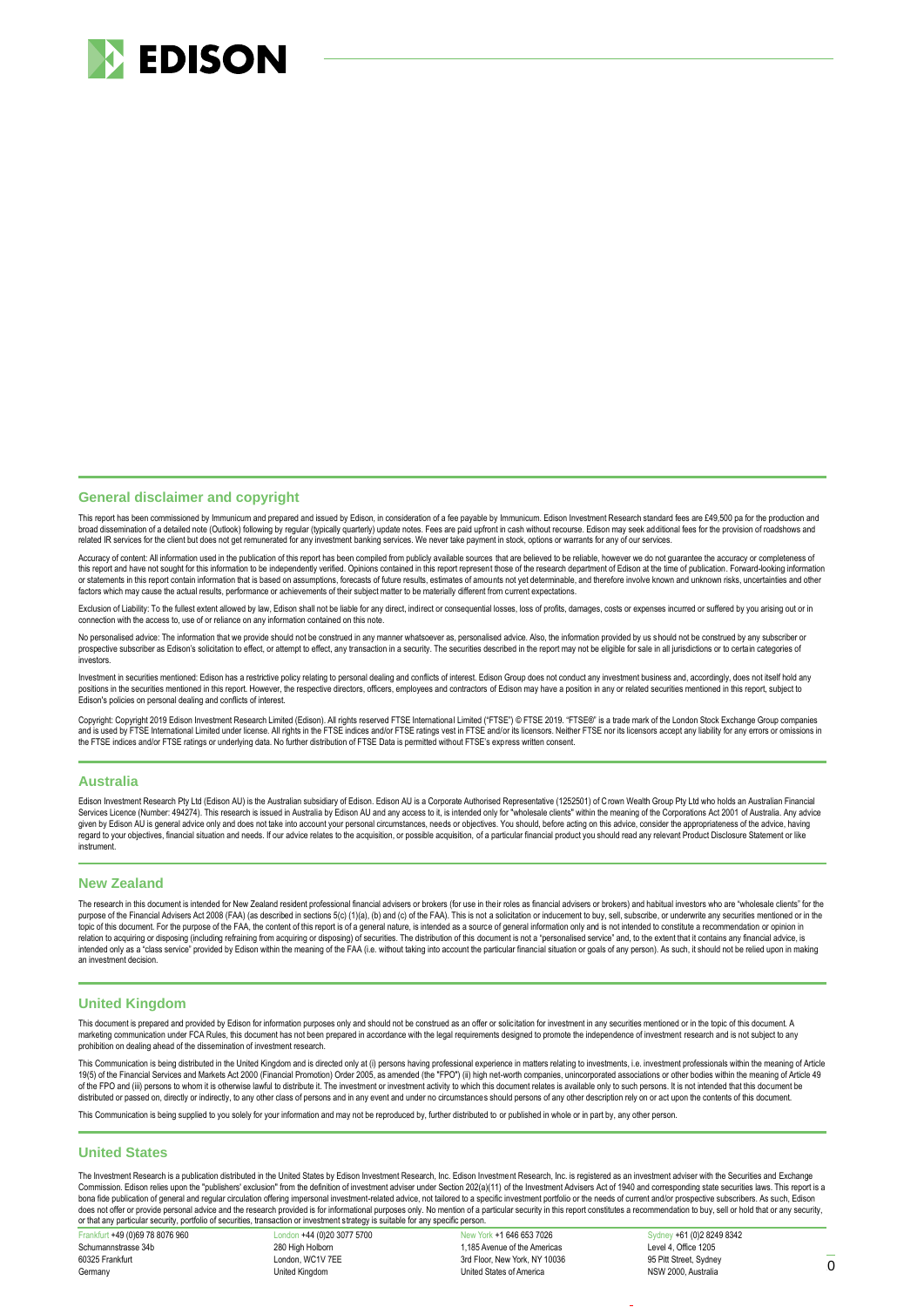## General disclaimer and copyright

This report has been commissioned by Immunicum and prepared and issued by Edison, in consideration of a fee payable by Immunicum. Edison Investment Research standard fees are £49,500 pa for the production and broad dissemination of a detailed note (Outlook) following by regular (typically quarterly) update notes. Fees are paid upfront in cash without recourse. Edison may seek additional fees for the provision of roadshows and related IR services for the client but does not get remunerated for any investment banking services. We never take payment in stock, options or warrants for any of our services.

Accuracy of content: All information used in the publication of this report has been compiled from publicly available sources that are believed to be reliable, however we do not guarantee the accuracy or completeness of this report and have not sought for this information to be independently verified. Opinions contained in this report represent those of the research department of Edison at the time of publication. Forward-looking information or statements in this report contain information that is based on assumptions, forecasts of future results, estimates of amounts not yet determinable, and therefore involve known and unknown risks, uncertainties and other factors which may cause the actual results, performance or achievements of their subject matter to be materially different from current expectations.

Exclusion of Liability: To the fullest extent allowed by law, Edison shall not be liable for any direct, indirect or consequential losses, loss of profits, damages, costs or expenses incurred or suffered by you arising out or in connection with the access to, use of or reliance on any information contained on this note.

No personalised advice: The information that we provide should not be construed in any manner whatsoever as, personalised advice. Also, the information provided by us should not be construed by any subscriber or prospective subscriber as Edison's solicitation to effect, or attempt to effect, any transaction in a security. The securities described in the report may not be eligible for sale in all jurisdictions or to certain categories of investors.

Investment in securities mentioned: Edison has a restrictive policy relating to personal dealing and conflicts of interest. Edison Group does not conduct any investment business and, accordingly, does not itself hold any positions in the securities mentioned in this report. However, the respective directors, officers, employees and contractors of Edison may have a position in any or related securities mentioned in this report, subject to Edison's policies on personal dealing and conflicts of interest.

Copyright: Copyright 2019 Edison Investment Research Limited (Edison). All rights reserved FTSE International Limited ("FTSE") © FTSE 2019. "FTSE®" is a trade mark of the London Stock Exchange Group companies and is used by FTSE International Limited under license. All rights in the FTSE indices and/or FTSE ratings vest in FTSE and/or its licensors. Neither FTSE nor its licensors accept any liability for any errors or omissions in the FTSE indices and/or FTSE ratings or underlying data. No further distribution of FTSE Data is permitted without FTSE's express written consent.

## Australia

Edison Investment Research Pty Ltd (Edison AU) is the Australian subsidiary of Edison. Edison AU is a Corporate Authorised Representative (1252501) of Crown Wealth Group Pty Ltd who holds an Australian Financial Services Licence (Number: 494274). This research is issued in Australia by Edison AU and any access to it, is intended only for "wholesale clients" within the meaning of the Corporations Act 2001 of Australia. Any advice given by Edison AU is general advice only and does not take into account your personal circumstances, needs or objectives. You should, before acting on this advice, consider the appropriateness of the advice, having regard to your objectives, financial situation and needs. If our advice relates to the acquisition, or possible acquisition, of a particular financial product you should read any relevant Product Disclosure Statement or like instrument.

## New Zealand

The research in this document is intended for New Zealand resident professional financial advisers or brokers (for use in their roles as financial advisers or brokers) and habitual investors who are "wholesale clients" for the purpose of the Financial Advisers Act 2008 (FAA) (as described in sections 5(c) (1)(a), (b) and (c) of the FAA). This is not a solicitation or inducement to buy, sell, subscribe, or underwrite any securities mentioned or in the topic of this document. For the purpose of the FAA, the content of this report is of a general nature, is intended as a source of general information only and is not intended to constitute a recommendation or opinion in relation to acquiring or disposing (including refraining from acquiring or disposing) of securities. The distribution of this document is not a "personalised service" and, to the extent that it contains any financial advice, is intended only as a "class service" provided by Edison within the meaning of the FAA (i.e. without taking into account the particular financial situation or goals of any person). As such, it should not be relied upon in making an investment decision.

## United Kingdom

This document is prepared and provided by Edison for information purposes only and should not be construed as an offer or solicitation for investment in any securities mentioned or in the topic of this document. A marketing communication under FCA Rules, this document has not been prepared in accordance with the legal requirements designed to promote the independence of investment research and is not subject to any prohibition on dealing ahead of the dissemination of investment research.

This Communication is being distributed in the United Kingdom and is directed only at (i) persons having professional experience in matters relating to investments, i.e. investment professionals within the meaning of Article 19(5) of the Financial Services and Markets Act 2000 (Financial Promotion) Order 2005, as amended (the "FPO") (ii) high net-worth companies, unincorporated associations or other bodies within the meaning of Article 49 of the FPO and (iii) persons to whom it is otherwise lawful to distribute it. The investment or investment activity to which this document relates is available only to such persons. It is not intended that this document be distributed or passed on, directly or indirectly, to any other class of persons and in any event and under no circumstances should persons of any other description rely on or act upon the contents of this document.

This Communication is being supplied to you solely for your information and may not be reproduced by, further distributed to or published in whole or in part by, any other person.

## United States

The Investment Research is a publication distributed in the United States by Edison Investment Research, Inc. Edison Investment Research, Inc. is registered as an investment adviser with the Securities and Exchange Commission. Edison relies upon the "publishers' exclusion" from the definition of investment adviser under Section 202(a)(11) of the Investment Advisers Act of 1940 and corresponding state securities laws. This report is a bona fide publication of general and regular circulation offering impersonal investment-related advice, not tailored to a specific investment portfolio or the needs of current and/or prospective subscribers. As such, Edison does not offer or provide personal advice and the research provided is for informational purposes only. No mention of a particular security in this report constitutes a recommendation to buy, sell or hold that or any security, or that any particular security, portfolio of securities, transaction or investment strategy is suitable for any specific person.

Frankfurt +49 (0)69 78 8076 960
Schumannstrasse 34b
60325 Frankfurt
Germany

London +44 (0)20 3077 5700
280 High Holborn
London, WC1V 7EE
United Kingdom

New York +1 646 653 7026
1,185 Avenue of the Americas
3rd Floor, New York, NY 10036
United States of America

Sydney +61 (0)2 8249 8342
Level 4, Office 1205
95 Pitt Street, Sydney
NSW 2000, Australia